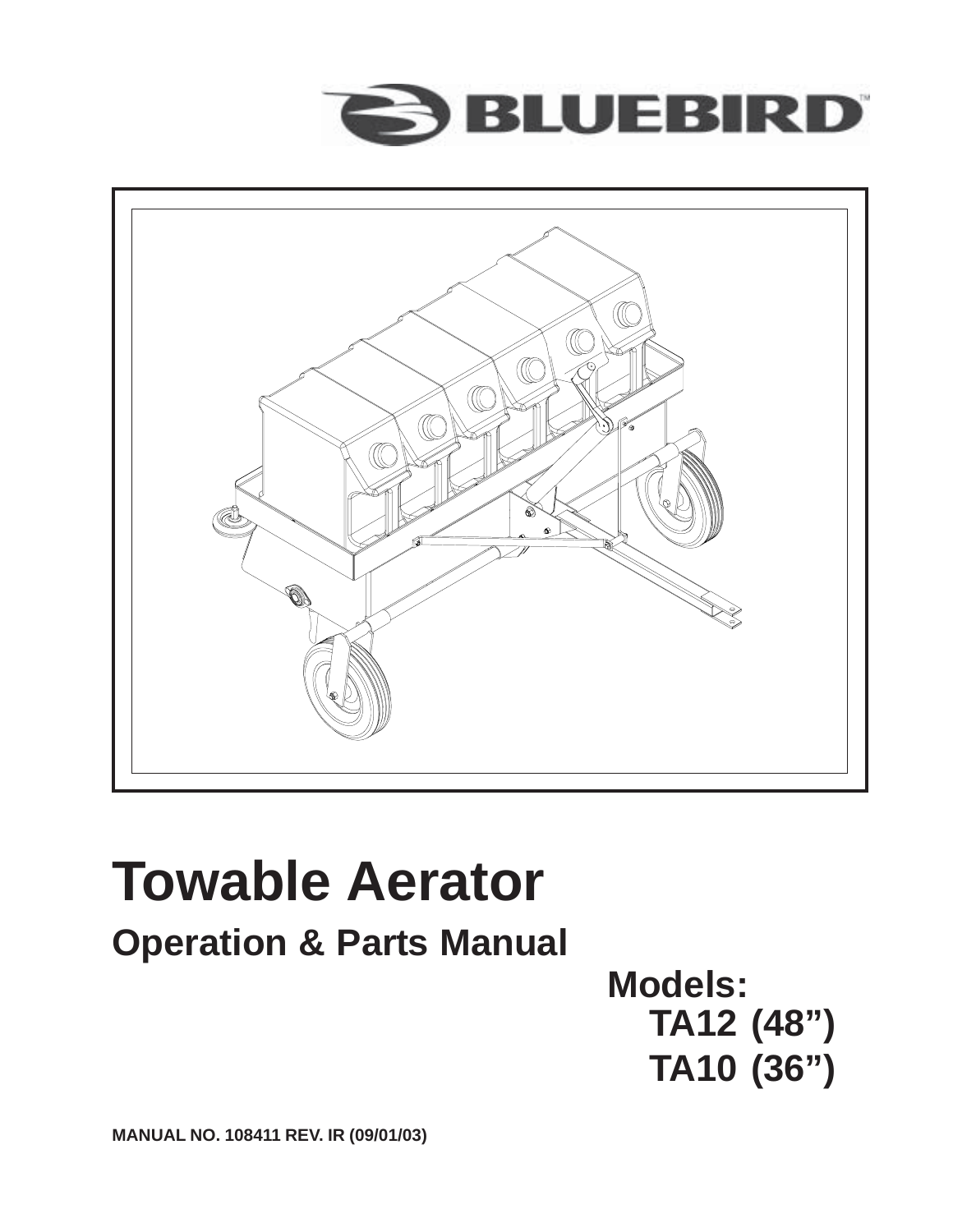BLUEBIRD™

# Towable Aerator

## Operation & Parts Manual

**Models:**
**TA12 (48")**
**TA10 (36")**

**MANUAL NO. 108411 REV. IR (09/01/03)**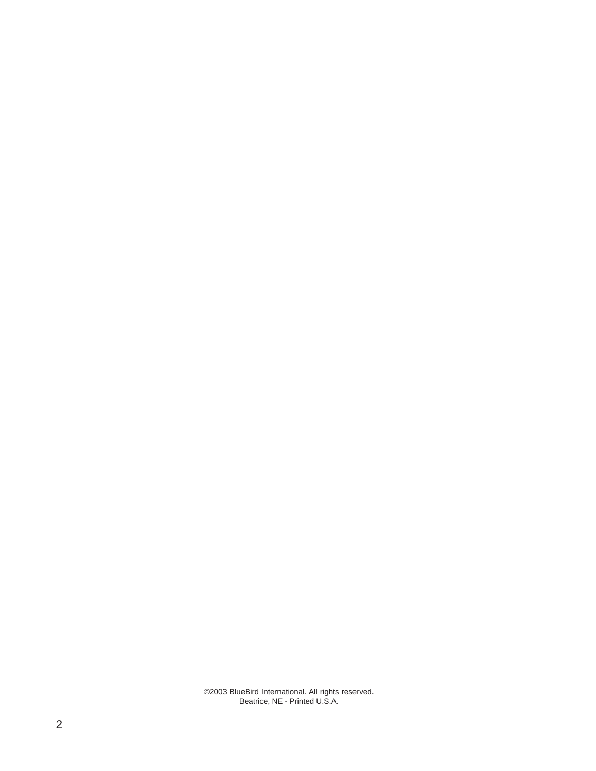©2003 BlueBird International. All rights reserved.
Beatrice, NE - Printed U.S.A.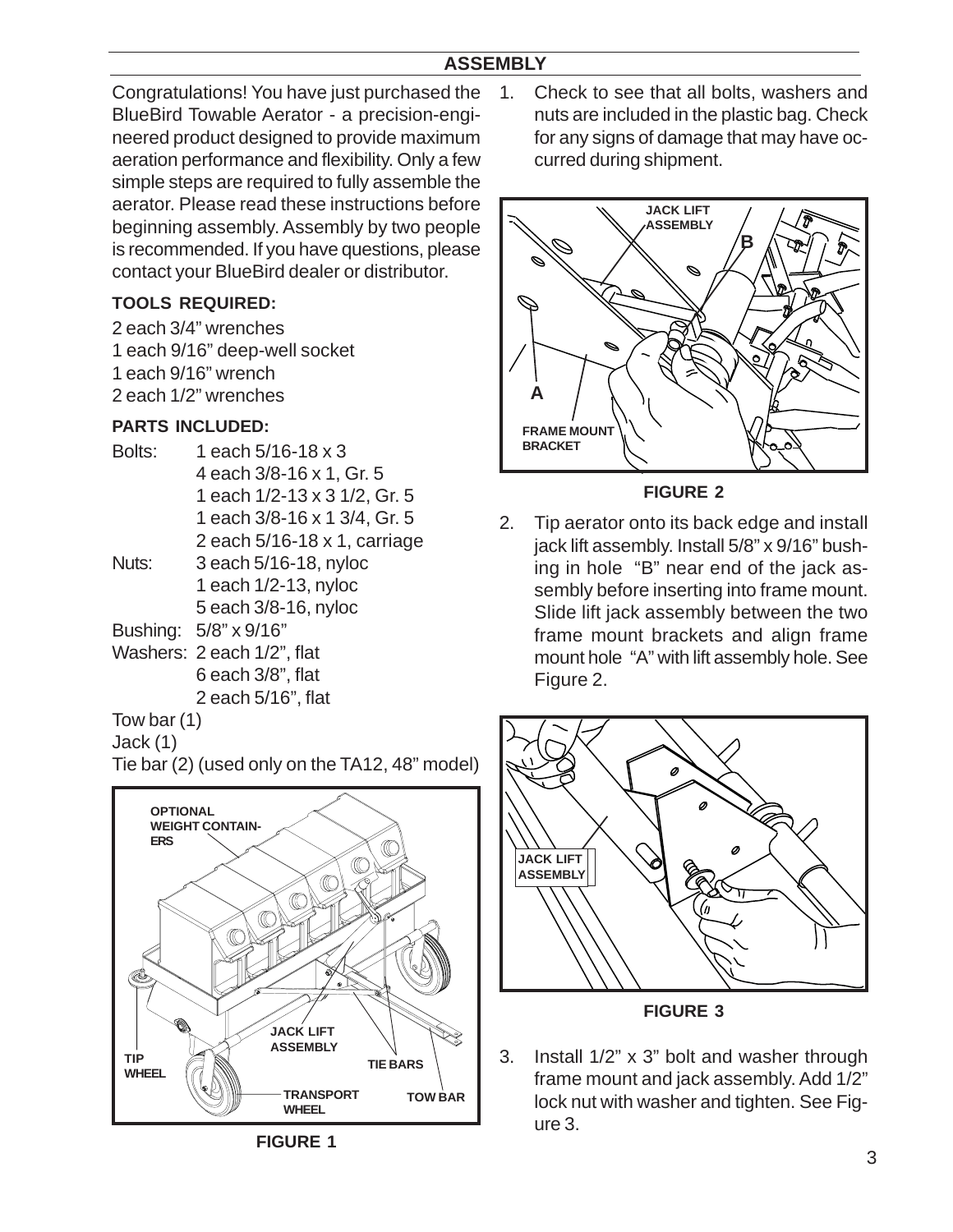## ASSEMBLY

Congratulations! You have just purchased the BlueBird Towable Aerator - a precision-engineered product designed to provide maximum aeration performance and flexibility. Only a few simple steps are required to fully assemble the aerator. Please read these instructions before beginning assembly. Assembly by two people is recommended. If you have questions, please contact your BlueBird dealer or distributor.

**TOOLS REQUIRED:**

2 each 3/4" wrenches
1 each 9/16" deep-well socket
1 each 9/16" wrench
2 each 1/2" wrenches

**PARTS INCLUDED:**

| | |
|---|---|
| Bolts: | 1 each 5/16-18 x 3 |
| | 4 each 3/8-16 x 1, Gr. 5 |
| | 1 each 1/2-13 x 3 1/2, Gr. 5 |
| | 1 each 3/8-16 x 1 3/4, Gr. 5 |
| | 2 each 5/16-18 x 1, carriage |
| Nuts: | 3 each 5/16-18, nyloc |
| | 1 each 1/2-13, nyloc |
| | 5 each 3/8-16, nyloc |
| Bushing: | 5/8" x 9/16" |
| Washers: | 2 each 1/2", flat |
| | 6 each 3/8", flat |
| | 2 each 5/16", flat |

Tow bar (1)
Jack (1)
Tie bar (2) (used only on the TA12, 48" model)

OPTIONAL WEIGHT CONTAINERS
JACK LIFT ASSEMBLY
TIP WHEEL
TIE BARS
TRANSPORT WHEEL
TOW BAR

FIGURE 1

1. Check to see that all bolts, washers and nuts are included in the plastic bag. Check for any signs of damage that may have occurred during shipment.

JACK LIFT ASSEMBLY
B
A
FRAME MOUNT BRACKET

FIGURE 2

2. Tip aerator onto its back edge and install jack lift assembly. Install 5/8" x 9/16" bushing in hole "B" near end of the jack assembly before inserting into frame mount. Slide lift jack assembly between the two frame mount brackets and align frame mount hole "A" with lift assembly hole. See Figure 2.

JACK LIFT ASSEMBLY

FIGURE 3

3. Install 1/2" x 3" bolt and washer through frame mount and jack assembly. Add 1/2" lock nut with washer and tighten. See Figure 3.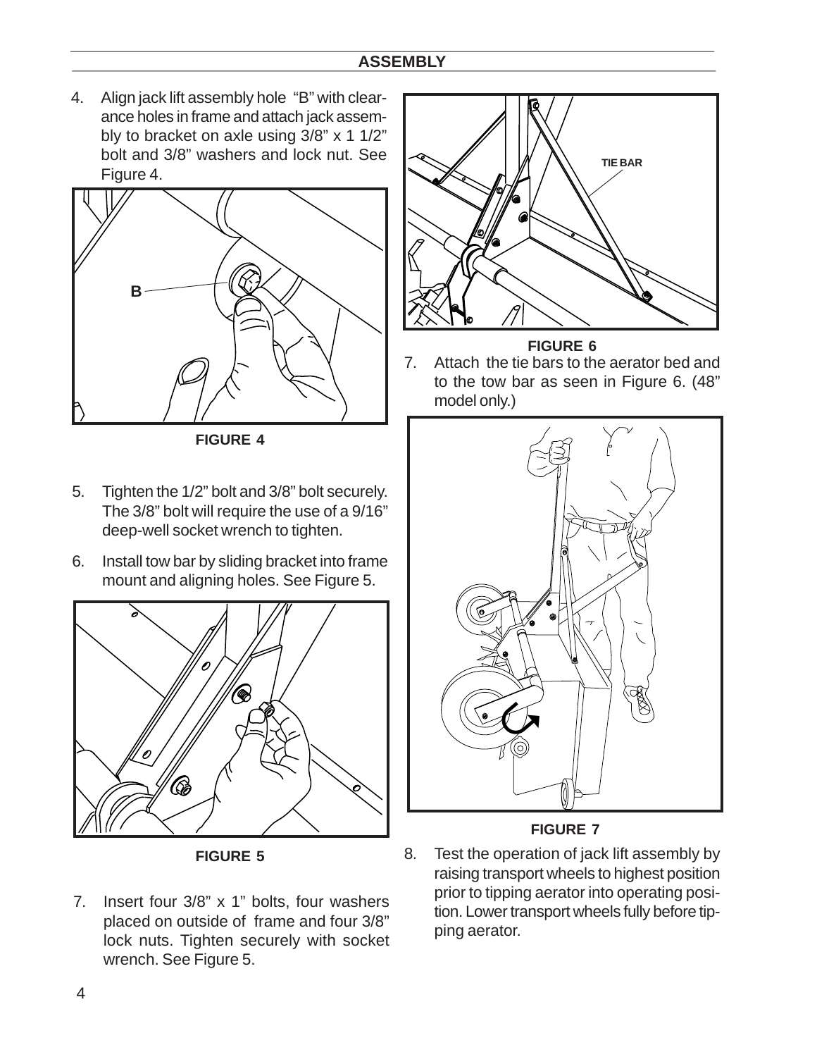## ASSEMBLY

4. Align jack lift assembly hole "B" with clearance holes in frame and attach jack assembly to bracket on axle using 3/8" x 1 1/2" bolt and 3/8" washers and lock nut. See Figure 4.

B

**FIGURE 4**

5. Tighten the 1/2" bolt and 3/8" bolt securely. The 3/8" bolt will require the use of a 9/16" deep-well socket wrench to tighten.

6. Install tow bar by sliding bracket into frame mount and aligning holes. See Figure 5.

**FIGURE 5**

7. Insert four 3/8" x 1" bolts, four washers placed on outside of frame and four 3/8" lock nuts. Tighten securely with socket wrench. See Figure 5.

TIE BAR

**FIGURE 6**

7. Attach the tie bars to the aerator bed and to the tow bar as seen in Figure 6. (48" model only.)

**FIGURE 7**

8. Test the operation of jack lift assembly by raising transport wheels to highest position prior to tipping aerator into operating position. Lower transport wheels fully before tipping aerator.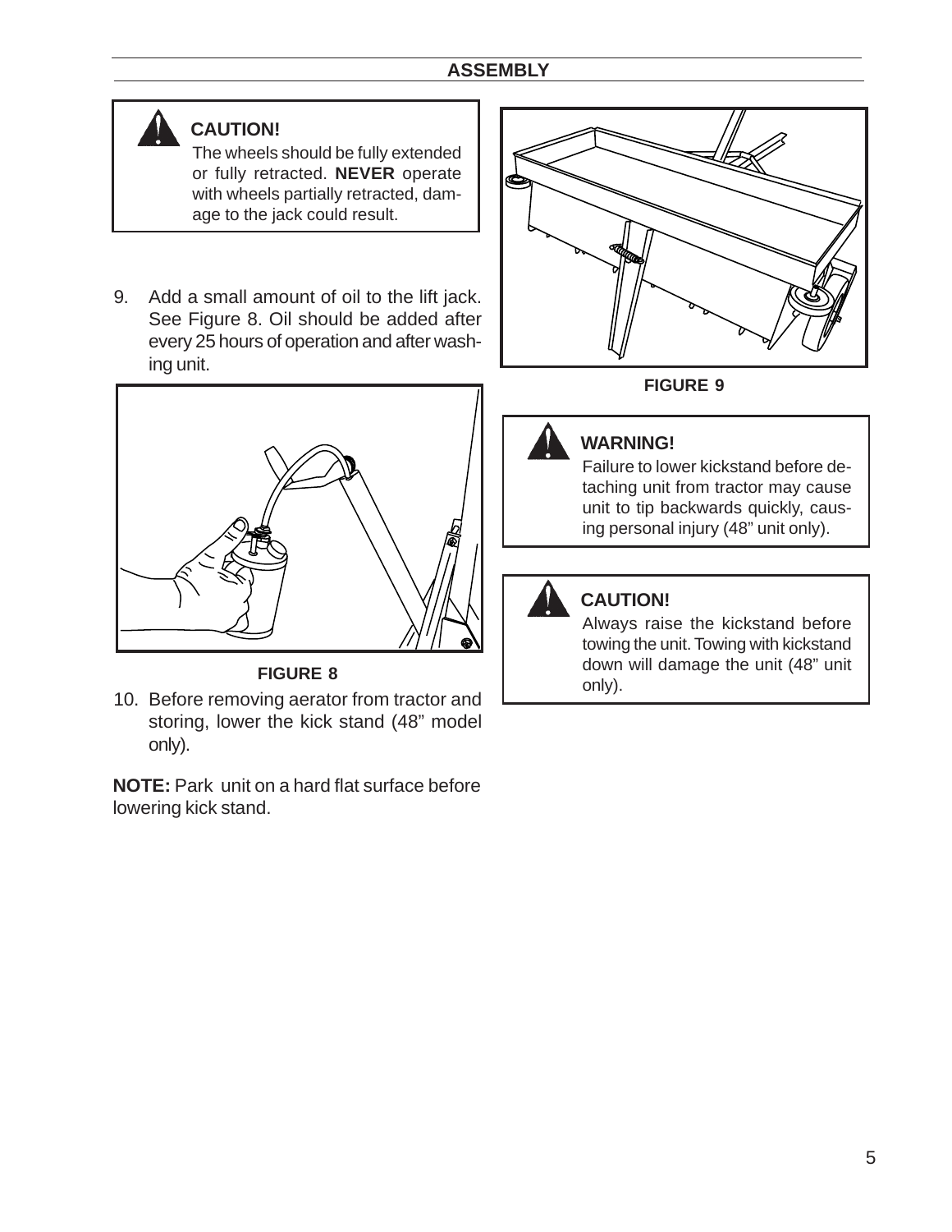## ASSEMBLY

**CAUTION!**
The wheels should be fully extended or fully retracted. **NEVER** operate with wheels partially retracted, damage to the jack could result.

9. Add a small amount of oil to the lift jack. See Figure 8. Oil should be added after every 25 hours of operation and after washing unit.

**FIGURE 8**

10. Before removing aerator from tractor and storing, lower the kick stand (48" model only).

**NOTE:** Park unit on a hard flat surface before lowering kick stand.

**FIGURE 9**

**WARNING!**
Failure to lower kickstand before detaching unit from tractor may cause unit to tip backwards quickly, causing personal injury (48" unit only).

**CAUTION!**
Always raise the kickstand before towing the unit. Towing with kickstand down will damage the unit (48" unit only).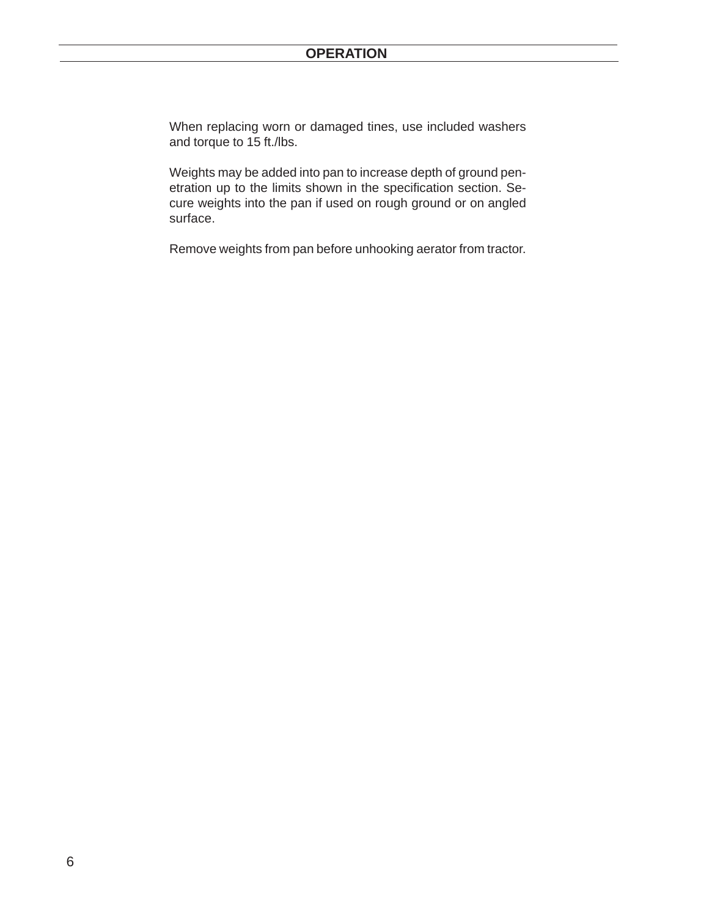## OPERATION

When replacing worn or damaged tines, use included washers and torque to 15 ft./lbs.

Weights may be added into pan to increase depth of ground penetration up to the limits shown in the specification section. Secure weights into the pan if used on rough ground or on angled surface.

Remove weights from pan before unhooking aerator from tractor.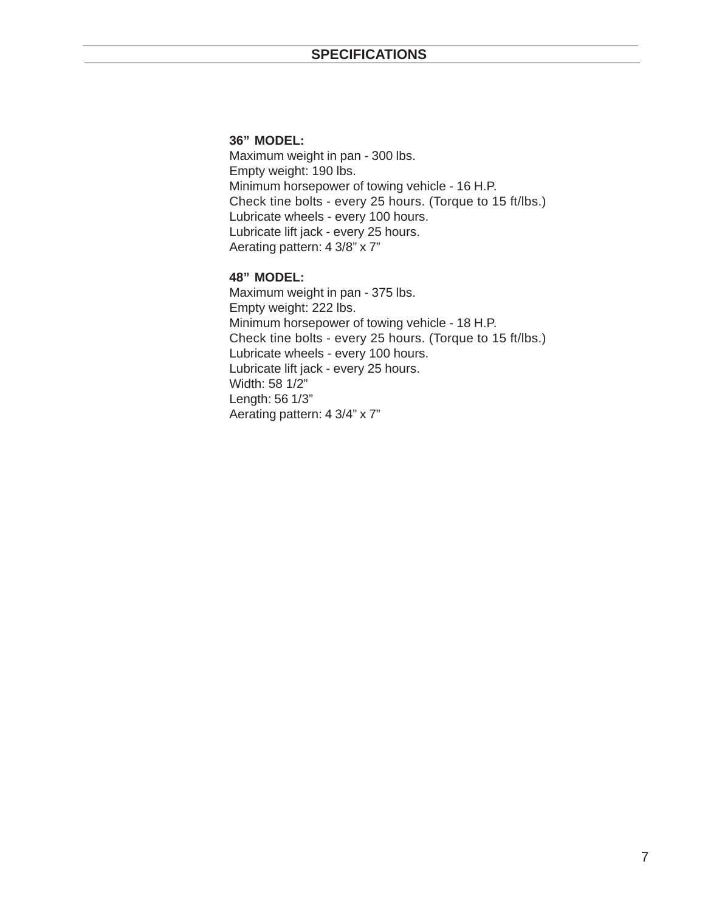## SPECIFICATIONS

**36” MODEL:**

Maximum weight in pan - 300 lbs.
Empty weight: 190 lbs.
Minimum horsepower of towing vehicle - 16 H.P.
Check tine bolts - every 25 hours. (Torque to 15 ft/lbs.)
Lubricate wheels - every 100 hours.
Lubricate lift jack - every 25 hours.
Aerating pattern: 4 3/8” x 7”

**48” MODEL:**

Maximum weight in pan - 375 lbs.
Empty weight: 222 lbs.
Minimum horsepower of towing vehicle - 18 H.P.
Check tine bolts - every 25 hours. (Torque to 15 ft/lbs.)
Lubricate wheels - every 100 hours.
Lubricate lift jack - every 25 hours.
Width: 58 1/2”
Length: 56 1/3”
Aerating pattern: 4 3/4” x 7”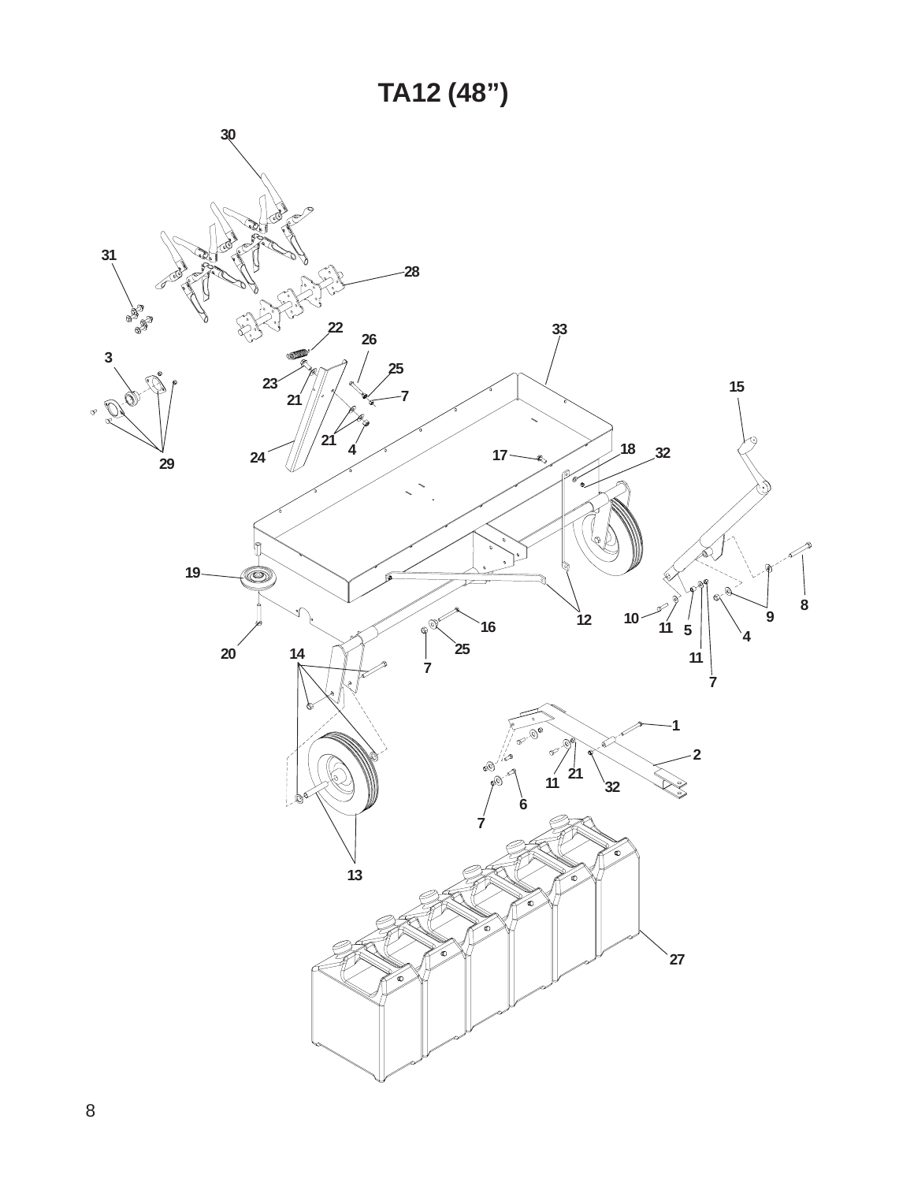# TA12 (48")

30

31

28

22

26

33

3

25

23

7

15

21

29

21

24

4

17

18

32

19

12

10

9

8

16

11

5

4

20

25

14

7

11

7

1

2

21

11

32

6

7

13

27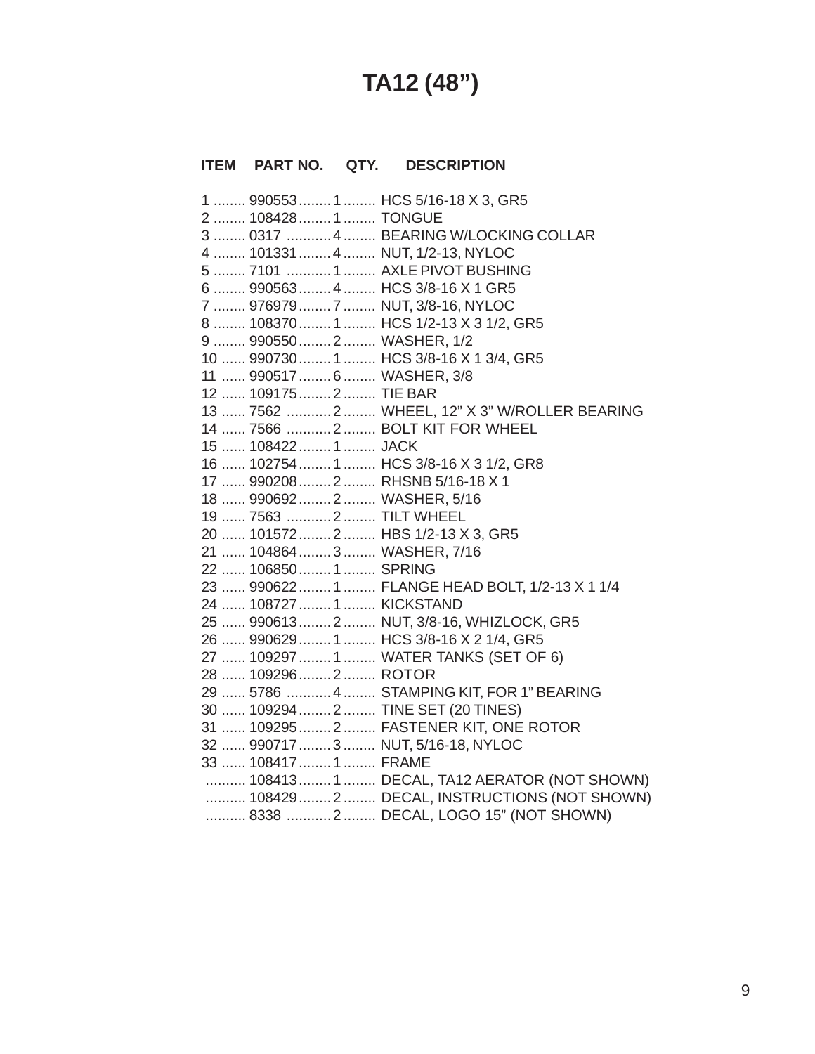# TA12 (48")

| ITEM | PART NO. | QTY. | DESCRIPTION |
|---|---|---|---|
| 1 | 990553 | 1 | HCS 5/16-18 X 3, GR5 |
| 2 | 108428 | 1 | TONGUE |
| 3 | 0317 | 4 | BEARING W/LOCKING COLLAR |
| 4 | 101331 | 4 | NUT, 1/2-13, NYLOC |
| 5 | 7101 | 1 | AXLE PIVOT BUSHING |
| 6 | 990563 | 4 | HCS 3/8-16 X 1 GR5 |
| 7 | 976979 | 7 | NUT, 3/8-16, NYLOC |
| 8 | 108370 | 1 | HCS 1/2-13 X 3 1/2, GR5 |
| 9 | 990550 | 2 | WASHER, 1/2 |
| 10 | 990730 | 1 | HCS 3/8-16 X 1 3/4, GR5 |
| 11 | 990517 | 6 | WASHER, 3/8 |
| 12 | 109175 | 2 | TIE BAR |
| 13 | 7562 | 2 | WHEEL, 12" X 3" W/ROLLER BEARING |
| 14 | 7566 | 2 | BOLT KIT FOR WHEEL |
| 15 | 108422 | 1 | JACK |
| 16 | 102754 | 1 | HCS 3/8-16 X 3 1/2, GR8 |
| 17 | 990208 | 2 | RHSNB 5/16-18 X 1 |
| 18 | 990692 | 2 | WASHER, 5/16 |
| 19 | 7563 | 2 | TILT WHEEL |
| 20 | 101572 | 2 | HBS 1/2-13 X 3, GR5 |
| 21 | 104864 | 3 | WASHER, 7/16 |
| 22 | 106850 | 1 | SPRING |
| 23 | 990622 | 1 | FLANGE HEAD BOLT, 1/2-13 X 1 1/4 |
| 24 | 108727 | 1 | KICKSTAND |
| 25 | 990613 | 2 | NUT, 3/8-16, WHIZLOCK, GR5 |
| 26 | 990629 | 1 | HCS 3/8-16 X 2 1/4, GR5 |
| 27 | 109297 | 1 | WATER TANKS (SET OF 6) |
| 28 | 109296 | 2 | ROTOR |
| 29 | 5786 | 4 | STAMPING KIT, FOR 1" BEARING |
| 30 | 109294 | 2 | TINE SET (20 TINES) |
| 31 | 109295 | 2 | FASTENER KIT, ONE ROTOR |
| 32 | 990717 | 3 | NUT, 5/16-18, NYLOC |
| 33 | 108417 | 1 | FRAME |
| | 108413 | 1 | DECAL, TA12 AERATOR (NOT SHOWN) |
| | 108429 | 2 | DECAL, INSTRUCTIONS (NOT SHOWN) |
| | 8338 | 2 | DECAL, LOGO 15" (NOT SHOWN) |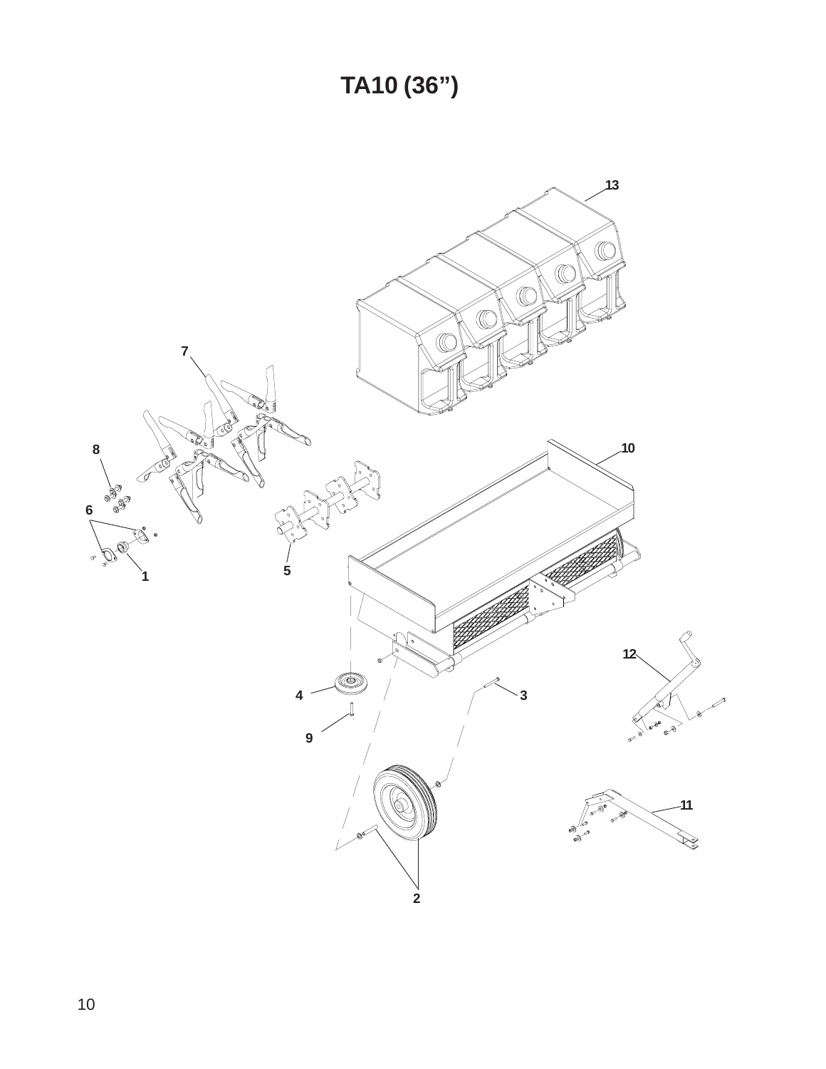# TA10 (36")

13

7

8

10

6

5

1

12

4

3

9

11

2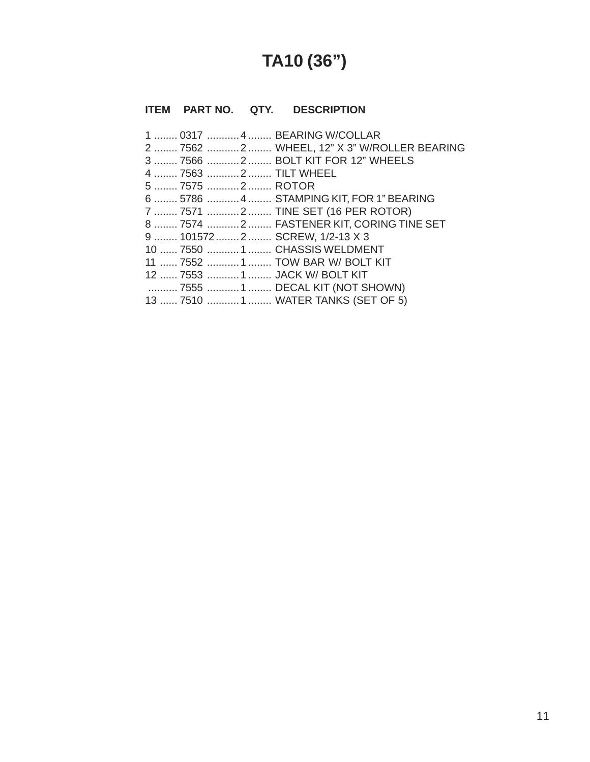# TA10 (36”)

| ITEM | PART NO. | QTY. | DESCRIPTION |
|---|---|---|---|
| 1 | 0317 | 4 | BEARING W/COLLAR |
| 2 | 7562 | 2 | WHEEL, 12” X 3” W/ROLLER BEARING |
| 3 | 7566 | 2 | BOLT KIT FOR 12” WHEELS |
| 4 | 7563 | 2 | TILT WHEEL |
| 5 | 7575 | 2 | ROTOR |
| 6 | 5786 | 4 | STAMPING KIT, FOR 1” BEARING |
| 7 | 7571 | 2 | TINE SET (16 PER ROTOR) |
| 8 | 7574 | 2 | FASTENER KIT, CORING TINE SET |
| 9 | 101572 | 2 | SCREW, 1/2-13 X 3 |
| 10 | 7550 | 1 | CHASSIS WELDMENT |
| 11 | 7552 | 1 | TOW BAR W/ BOLT KIT |
| 12 | 7553 | 1 | JACK W/ BOLT KIT |
| | 7555 | 1 | DECAL KIT (NOT SHOWN) |
| 13 | 7510 | 1 | WATER TANKS (SET OF 5) |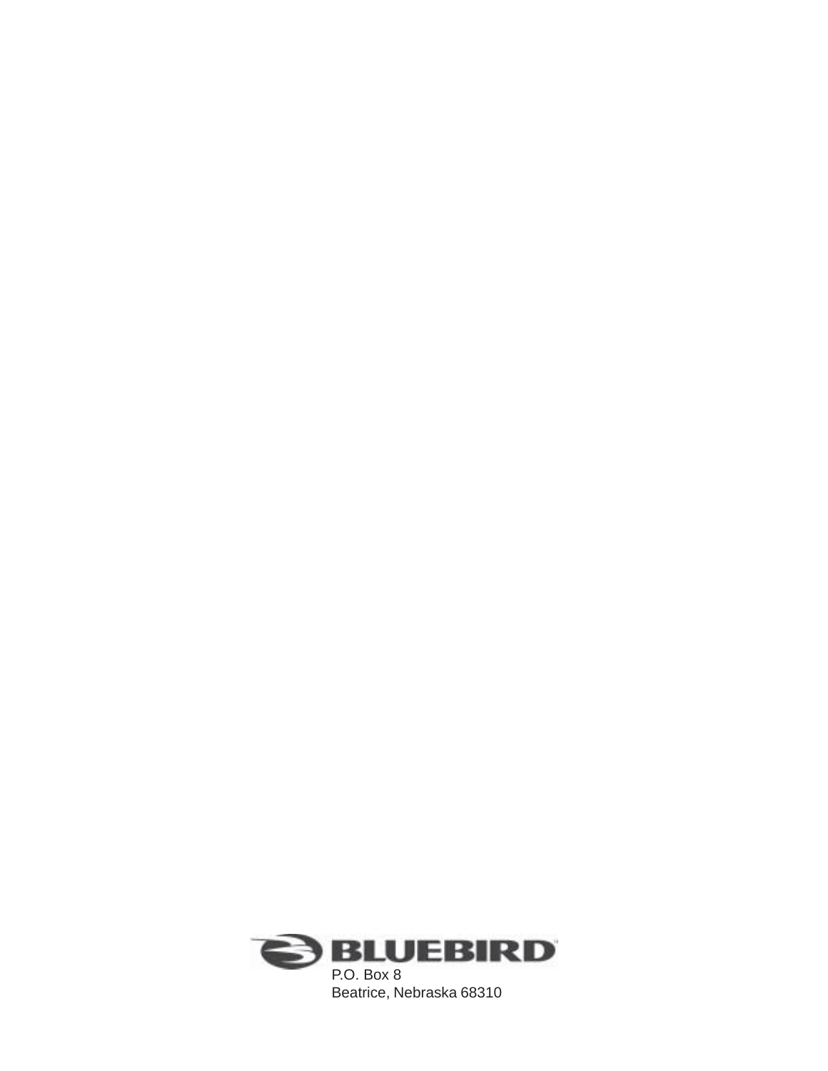BLUEBIRD

P.O. Box 8
Beatrice, Nebraska 68310